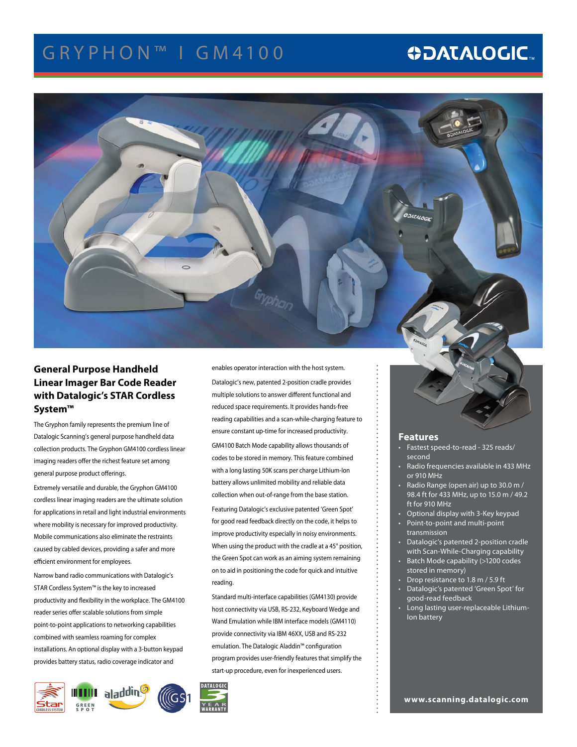# GRYPHON™ I GM4100

## General Purpose Handheld Linear Imager Bar Code Reader with Datalogic's STAR Cordless System™

The Gryphon family represents the premium line of Datalogic Scanning's general purpose handheld data collection products. The Gryphon GM4100 cordless linear imaging readers offer the richest feature set among general purpose product offerings.

Extremely versatile and durable, the Gryphon GM4100 cordless linear imaging readers are the ultimate solution for applications in retail and light industrial environments where mobility is necessary for improved productivity. Mobile communications also eliminate the restraints caused by cabled devices, providing a safer and more efficient environment for employees.

Narrow band radio communications with Datalogic's STAR Cordless System™ is the key to increased productivity and flexibility in the workplace. The GM4100 reader series offer scalable solutions from simple point-to-point applications to networking capabilities combined with seamless roaming for complex installations. An optional display with a 3-button keypad provides battery status, radio coverage indicator and enables operator interaction with the host system.

Datalogic's new, patented 2-position cradle provides multiple solutions to answer different functional and reduced space requirements. It provides hands-free reading capabilities and a scan-while-charging feature to ensure constant up-time for increased productivity.

GM4100 Batch Mode capability allows thousands of codes to be stored in memory. This feature combined with a long lasting 50K scans per charge Lithium-Ion battery allows unlimited mobility and reliable data collection when out-of-range from the base station.

Featuring Datalogic's exclusive patented 'Green Spot' for good read feedback directly on the code, it helps to improve productivity especially in noisy environments. When using the product with the cradle at a 45° position, the Green Spot can work as an aiming system remaining on to aid in positioning the code for quick and intuitive reading.

Standard multi-interface capabilities (GM4130) provide host connectivity via USB, RS-232, Keyboard Wedge and Wand Emulation while IBM interface models (GM4110) provide connectivity via IBM 46XX, USB and RS-232 emulation. The Datalogic Aladdin™ configuration program provides user-friendly features that simplify the start-up procedure, even for inexperienced users.

### Features

- Fastest speed-to-read - 325 reads/second
- Radio frequencies available in 433 MHz or 910 MHz
- Radio Range (open air) up to 30.0 m / 98.4 ft for 433 MHz, up to 15.0 m / 49.2 ft for 910 MHz
- Optional display with 3-Key keypad
- Point-to-point and multi-point transmission
- Datalogic's patented 2-position cradle with Scan-While-Charging capability
- Batch Mode capability (>1200 codes stored in memory)
- Drop resistance to 1.8 m / 5.9 ft
- Datalogic's patented 'Green Spot' for good-read feedback
- Long lasting user-replaceable Lithium-Ion battery

www.scanning.datalogic.com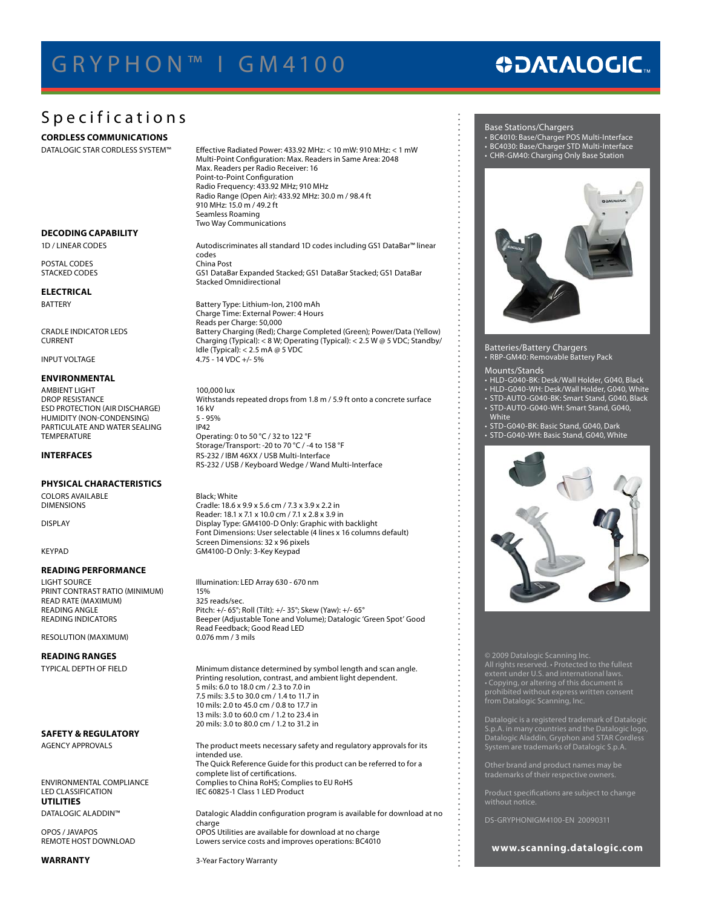# GRYPHON™ I GM4100

**DATALOGIC**

## Specifications

### CORDLESS COMMUNICATIONS

| | |
|---|---|
| DATALOGIC STAR CORDLESS SYSTEM™ | Effective Radiated Power: 433.92 MHz: < 10 mW: 910 MHz: < 1 mW<br>Multi-Point Configuration: Max. Readers in Same Area: 2048<br>Max. Readers per Radio Receiver: 16<br>Point-to-Point Configuration<br>Radio Frequency: 433.92 MHz; 910 MHz<br>Radio Range (Open Air): 433.92 MHz: 30.0 m / 98.4 ft<br>910 MHz: 15.0 m / 49.2 ft<br>Seamless Roaming<br>Two Way Communications |

### DECODING CAPABILITY

| | |
|---|---|
| 1D / LINEAR CODES | Autodiscriminates all standard 1D codes including GS1 DataBar™ linear codes |
| POSTAL CODES | China Post |
| STACKED CODES | GS1 DataBar Expanded Stacked; GS1 DataBar Stacked; GS1 DataBar Stacked Omnidirectional |

### ELECTRICAL

| | |
|---|---|
| BATTERY | Battery Type: Lithium-Ion, 2100 mAh<br>Charge Time: External Power: 4 Hours<br>Reads per Charge: 50,000 |
| CRADLE INDICATOR LEDS | Battery Charging (Red); Charge Completed (Green); Power/Data (Yellow) |
| CURRENT | Charging (Typical): < 8 W; Operating (Typical): < 2.5 W @ 5 VDC; Standby/Idle (Typical): < 2.5 mA @ 5 VDC |
| INPUT VOLTAGE | 4.75 - 14 VDC +/- 5% |

### ENVIRONMENTAL

| | |
|---|---|
| AMBIENT LIGHT | 100,000 lux |
| DROP RESISTANCE | Withstands repeated drops from 1.8 m / 5.9 ft onto a concrete surface |
| ESD PROTECTION (AIR DISCHARGE) | 16 kV |
| HUMIDITY (NON-CONDENSING) | 5 - 95% |
| PARTICULATE AND WATER SEALING | IP42 |
| TEMPERATURE | Operating: 0 to 50 °C / 32 to 122 °F<br>Storage/Transport: -20 to 70 °C / -4 to 158 °F |

### INTERFACES

| | |
|---|---|
| INTERFACES | RS-232 / IBM 46XX / USB Multi-Interface<br>RS-232 / USB / Keyboard Wedge / Wand Multi-Interface |

### PHYSICAL CHARACTERISTICS

| | |
|---|---|
| COLORS AVAILABLE | Black; White |
| DIMENSIONS | Cradle: 18.6 x 9.9 x 5.6 cm / 7.3 x 3.9 x 2.2 in<br>Reader: 18.1 x 7.1 x 10.0 cm / 7.1 x 2.8 x 3.9 in |
| DISPLAY | Display Type: GM4100-D Only: Graphic with backlight<br>Font Dimensions: User selectable (4 lines x 16 columns default)<br>Screen Dimensions: 32 x 96 pixels |
| KEYPAD | GM4100-D Only: 3-Key Keypad |

### READING PERFORMANCE

| | |
|---|---|
| LIGHT SOURCE | Illumination: LED Array 630 - 670 nm |
| PRINT CONTRAST RATIO (MINIMUM) | 15% |
| READ RATE (MAXIMUM) | 325 reads/sec. |
| READING ANGLE | Pitch: +/- 65°; Roll (Tilt): +/- 35°; Skew (Yaw): +/- 65° |
| READING INDICATORS | Beeper (Adjustable Tone and Volume); Datalogic 'Green Spot' Good Read Feedback; Good Read LED |
| RESOLUTION (MAXIMUM) | 0.076 mm / 3 mils |

### READING RANGES

| | |
|---|---|
| TYPICAL DEPTH OF FIELD | Minimum distance determined by symbol length and scan angle. Printing resolution, contrast, and ambient light dependent.<br>5 mils: 6.0 to 18.0 cm / 2.3 to 7.0 in<br>7.5 mils: 3.5 to 30.0 cm / 1.4 to 11.7 in<br>10 mils: 2.0 to 45.0 cm / 0.8 to 17.7 in<br>13 mils: 3.0 to 60.0 cm / 1.2 to 23.4 in<br>20 mils: 3.0 to 80.0 cm / 1.2 to 31.2 in |

### SAFETY & REGULATORY

| | |
|---|---|
| AGENCY APPROVALS | The product meets necessary safety and regulatory approvals for its intended use.<br>The Quick Reference Guide for this product can be referred to for a complete list of certifications. |
| ENVIRONMENTAL COMPLIANCE | Complies to China RoHS; Complies to EU RoHS |
| LED CLASSIFICATION | IEC 60825-1 Class 1 LED Product |

### UTILITIES

| | |
|---|---|
| DATALOGIC ALADDIN™ | Datalogic Aladdin configuration program is available for download at no charge |
| OPOS / JAVAPOS | OPOS Utilities are available for download at no charge |
| REMOTE HOST DOWNLOAD | Lowers service costs and improves operations: BC4010 |

### WARRANTY

| | |
|---|---|
| WARRANTY | 3-Year Factory Warranty |

---

### Base Stations/Chargers

- BC4010: Base/Charger POS Multi-Interface
- BC4030: Base/Charger STD Multi-Interface
- CHR-GM40: Charging Only Base Station

### Batteries/Battery Chargers

- RBP-GM40: Removable Battery Pack

### Mounts/Stands

- HLD-G040-BK: Desk/Wall Holder, G040, Black
- HLD-G040-WH: Desk/Wall Holder, G040, White
- STD-AUTO-G040-BK: Smart Stand, G040, Black
- STD-AUTO-G040-WH: Smart Stand, G040, White
- STD-G040-BK: Basic Stand, G040, Dark
- STD-G040-WH: Basic Stand, G040, White

© 2009 Datalogic Scanning Inc.
All rights reserved. • Protected to the fullest extent under U.S. and international laws.
• Copying, or altering of this document is prohibited without express written consent from Datalogic Scanning, Inc.

Datalogic is a registered trademark of Datalogic S.p.A. in many countries and the Datalogic logo, Datalogic Aladdin, Gryphon and STAR Cordless System are trademarks of Datalogic S.p.A.

Other brand and product names may be trademarks of their respective owners.

Product specifications are subject to change without notice.

DS-GRYPHONIGM4100-EN 20090311

**www.scanning.datalogic.com**